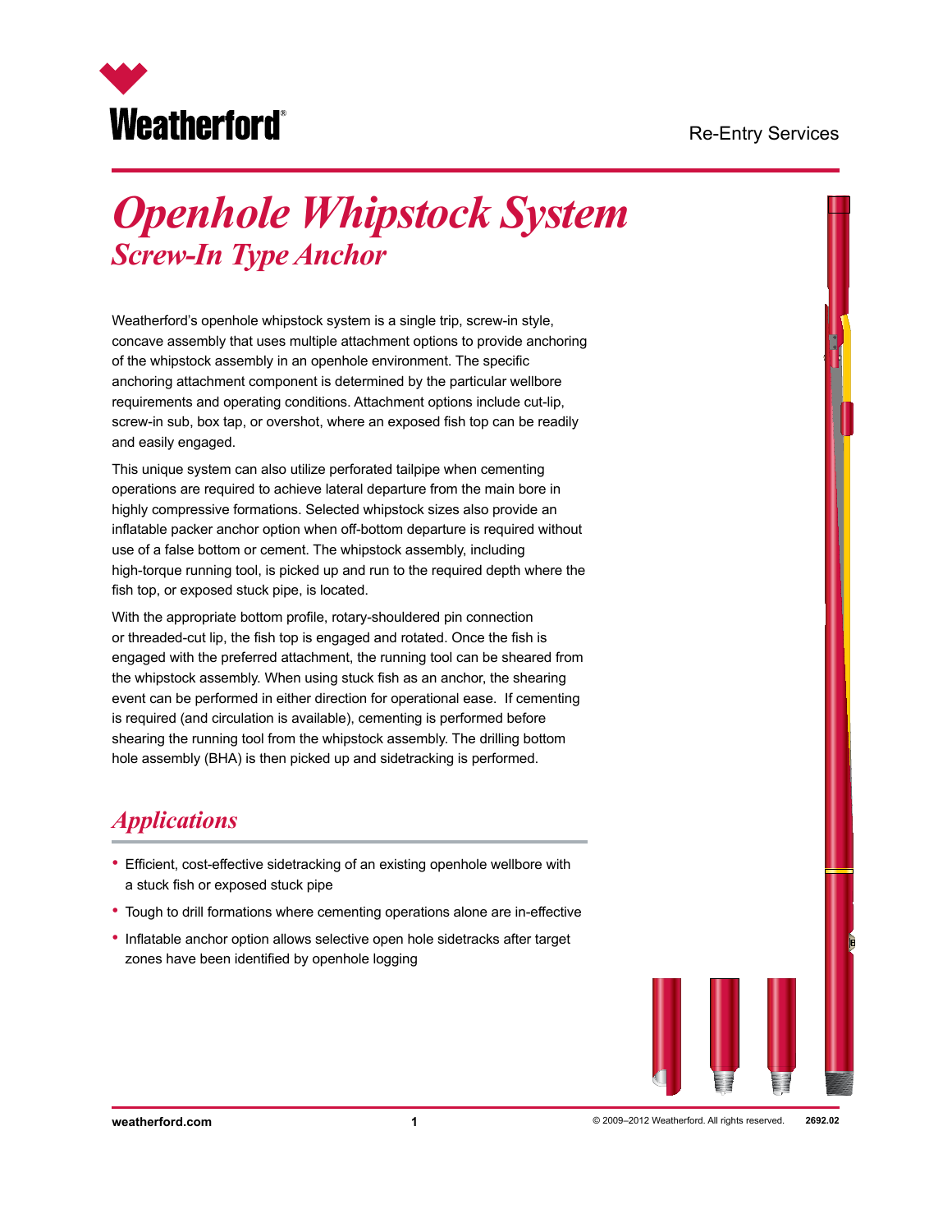# Openhole Whipstock System

## Screw-In Type Anchor

Weatherford's openhole whipstock system is a single trip, screw-in style, concave assembly that uses multiple attachment options to provide anchoring of the whipstock assembly in an openhole environment. The specific anchoring attachment component is determined by the particular wellbore requirements and operating conditions. Attachment options include cut-lip, screw-in sub, box tap, or overshot, where an exposed fish top can be readily and easily engaged.

This unique system can also utilize perforated tailpipe when cementing operations are required to achieve lateral departure from the main bore in highly compressive formations. Selected whipstock sizes also provide an inflatable packer anchor option when off-bottom departure is required without use of a false bottom or cement. The whipstock assembly, including high-torque running tool, is picked up and run to the required depth where the fish top, or exposed stuck pipe, is located.

With the appropriate bottom profile, rotary-shouldered pin connection or threaded-cut lip, the fish top is engaged and rotated. Once the fish is engaged with the preferred attachment, the running tool can be sheared from the whipstock assembly. When using stuck fish as an anchor, the shearing event can be performed in either direction for operational ease. If cementing is required (and circulation is available), cementing is performed before shearing the running tool from the whipstock assembly. The drilling bottom hole assembly (BHA) is then picked up and sidetracking is performed.

## Applications

- Efficient, cost-effective sidetracking of an existing openhole wellbore with a stuck fish or exposed stuck pipe
- Tough to drill formations where cementing operations alone are in-effective
- Inflatable anchor option allows selective open hole sidetracks after target zones have been identified by openhole logging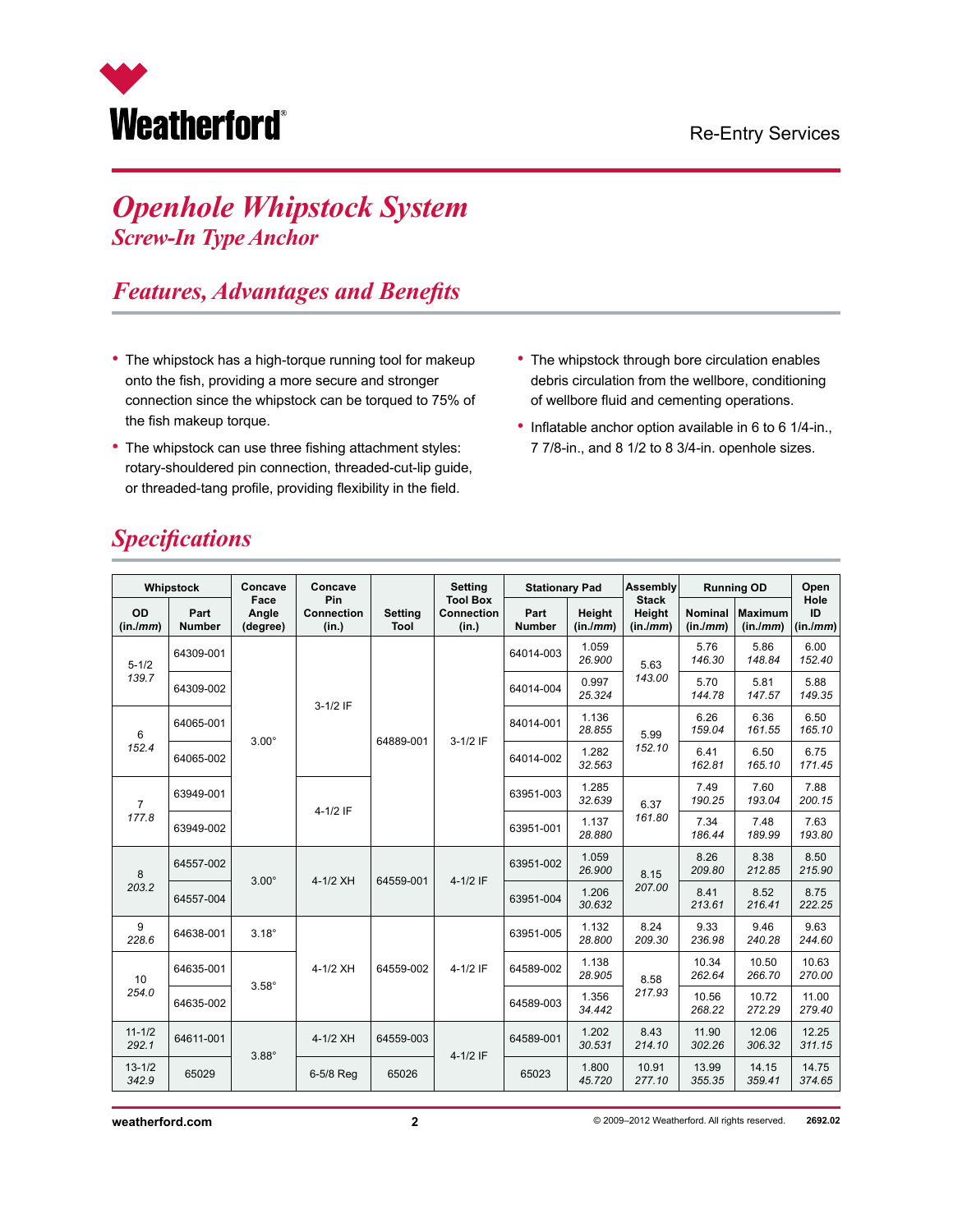# Openhole Whipstock System

## Screw-In Type Anchor

## Features, Advantages and Benefits

- The whipstock has a high-torque running tool for makeup onto the fish, providing a more secure and stronger connection since the whipstock can be torqued to 75% of the fish makeup torque.
- The whipstock can use three fishing attachment styles: rotary-shouldered pin connection, threaded-cut-lip guide, or threaded-tang profile, providing flexibility in the field.
- The whipstock through bore circulation enables debris circulation from the wellbore, conditioning of wellbore fluid and cementing operations.
- Inflatable anchor option available in 6 to 6 1/4-in., 7 7/8-in., and 8 1/2 to 8 3/4-in. openhole sizes.

## Specifications

| Whipstock | | Concave Face Angle (degree) | Concave Pin Connection (in.) | Setting Tool | Setting Tool Box Connection (in.) | Stationary Pad | | Assembly Stack Height (in./mm) | Running OD | | Open Hole ID (in./mm) |
|---|---|---|---|---|---|---|---|---|---|---|---|
| OD (in./mm) | Part Number | | | | | Part Number | Height (in./mm) | | Nominal (in./mm) | Maximum (in./mm) | |
| 5-1/2 139.7 | 64309-001 | 3.00° | 3-1/2 IF | 64889-001 | 3-1/2 IF | 64014-003 | 1.059 26.900 | 5.63 143.00 | 5.76 146.30 | 5.86 148.84 | 6.00 152.40 |
| | 64309-002 | | | | | 64014-004 | 0.997 25.324 | | 5.70 144.78 | 5.81 147.57 | 5.88 149.35 |
| 6 152.4 | 64065-001 | | | | | 84014-001 | 1.136 28.855 | 5.99 152.10 | 6.26 159.04 | 6.36 161.55 | 6.50 165.10 |
| | 64065-002 | | | | | 64014-002 | 1.282 32.563 | | 6.41 162.81 | 6.50 165.10 | 6.75 171.45 |
| 7 177.8 | 63949-001 | | 4-1/2 IF | | | 63951-003 | 1.285 32.639 | 6.37 161.80 | 7.49 190.25 | 7.60 193.04 | 7.88 200.15 |
| | 63949-002 | | | | | 63951-001 | 1.137 28.880 | | 7.34 186.44 | 7.48 189.99 | 7.63 193.80 |
| 8 203.2 | 64557-002 | 3.00° | 4-1/2 XH | 64559-001 | 4-1/2 IF | 63951-002 | 1.059 26.900 | 8.15 207.00 | 8.26 209.80 | 8.38 212.85 | 8.50 215.90 |
| | 64557-004 | | | | | 63951-004 | 1.206 30.632 | | 8.41 213.61 | 8.52 216.41 | 8.75 222.25 |
| 9 228.6 | 64638-001 | 3.18° | 4-1/2 XH | 64559-002 | 4-1/2 IF | 63951-005 | 1.132 28.800 | 8.24 209.30 | 9.33 236.98 | 9.46 240.28 | 9.63 244.60 |
| 10 254.0 | 64635-001 | 3.58° | | | | 64589-002 | 1.138 28.905 | 8.58 217.93 | 10.34 262.64 | 10.50 266.70 | 10.63 270.00 |
| | 64635-002 | | | | | 64589-003 | 1.356 34.442 | | 10.56 268.22 | 10.72 272.29 | 11.00 279.40 |
| 11-1/2 292.1 | 64611-001 | 3.88° | 4-1/2 XH | 64559-003 | 4-1/2 IF | 64589-001 | 1.202 30.531 | 8.43 214.10 | 11.90 302.26 | 12.06 306.32 | 12.25 311.15 |
| 13-1/2 342.9 | 65029 | | 6-5/8 Reg | 65026 | | 65023 | 1.800 45.720 | 10.91 277.10 | 13.99 355.35 | 14.15 359.41 | 14.75 374.65 |

weatherford.com

© 2009–2012 Weatherford. All rights reserved. 2692.02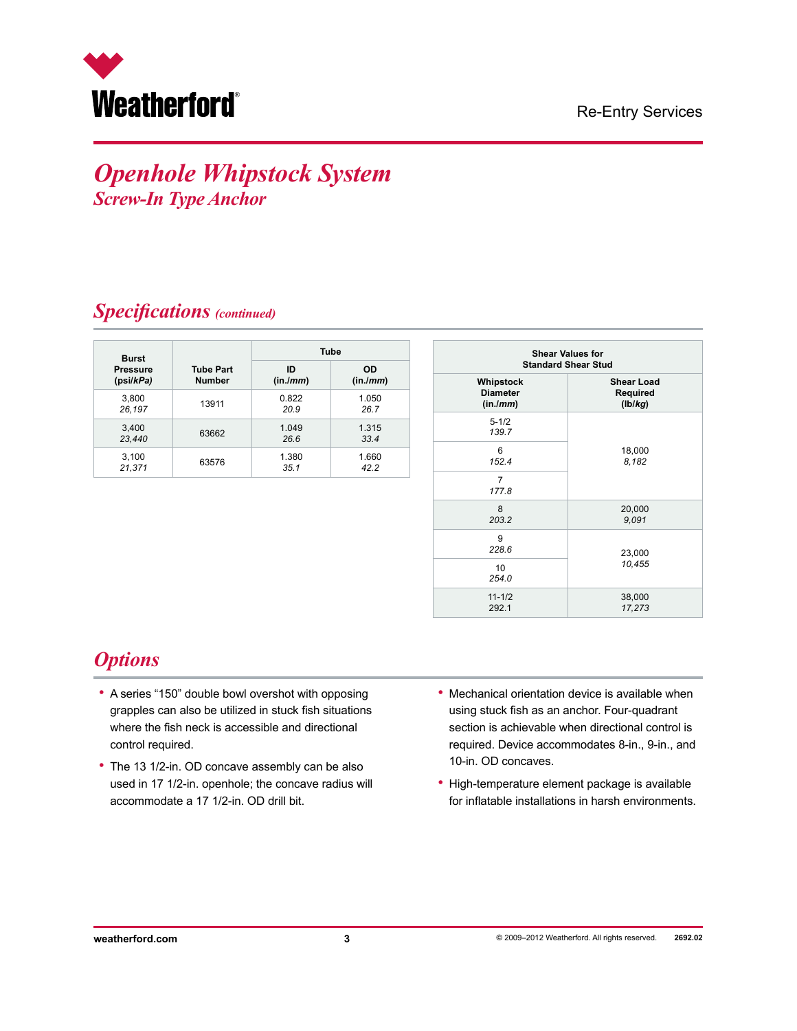# Openhole Whipstock System

## Screw-In Type Anchor

## Specifications *(continued)*

| Burst Pressure (psi/*kPa*) | Tube Part Number | Tube | |
|---|---|---|---|
| | | ID (in./*mm*) | OD (in./*mm*) |
| 3,800 *26,197* | 13911 | 0.822 *20.9* | 1.050 *26.7* |
| 3,400 *23,440* | 63662 | 1.049 *26.6* | 1.315 *33.4* |
| 3,100 *21,371* | 63576 | 1.380 *35.1* | 1.660 *42.2* |

| Shear Values for Standard Shear Stud | |
|---|---|
| **Whipstock Diameter (in./*mm*)** | **Shear Load Required (lb/*kg*)** |
| 5-1/2 *139.7* | 18,000 *8,182* |
| 6 *152.4* | |
| 7 *177.8* | |
| 8 *203.2* | 20,000 *9,091* |
| 9 *228.6* | 23,000 *10,455* |
| 10 *254.0* | |
| 11-1/2 292.1 | 38,000 *17,273* |

## Options

- A series "150" double bowl overshot with opposing grapples can also be utilized in stuck fish situations where the fish neck is accessible and directional control required.
- The 13 1/2-in. OD concave assembly can be also used in 17 1/2-in. openhole; the concave radius will accommodate a 17 1/2-in. OD drill bit.
- Mechanical orientation device is available when using stuck fish as an anchor. Four-quadrant section is achievable when directional control is required. Device accommodates 8-in., 9-in., and 10-in. OD concaves.
- High-temperature element package is available for inflatable installations in harsh environments.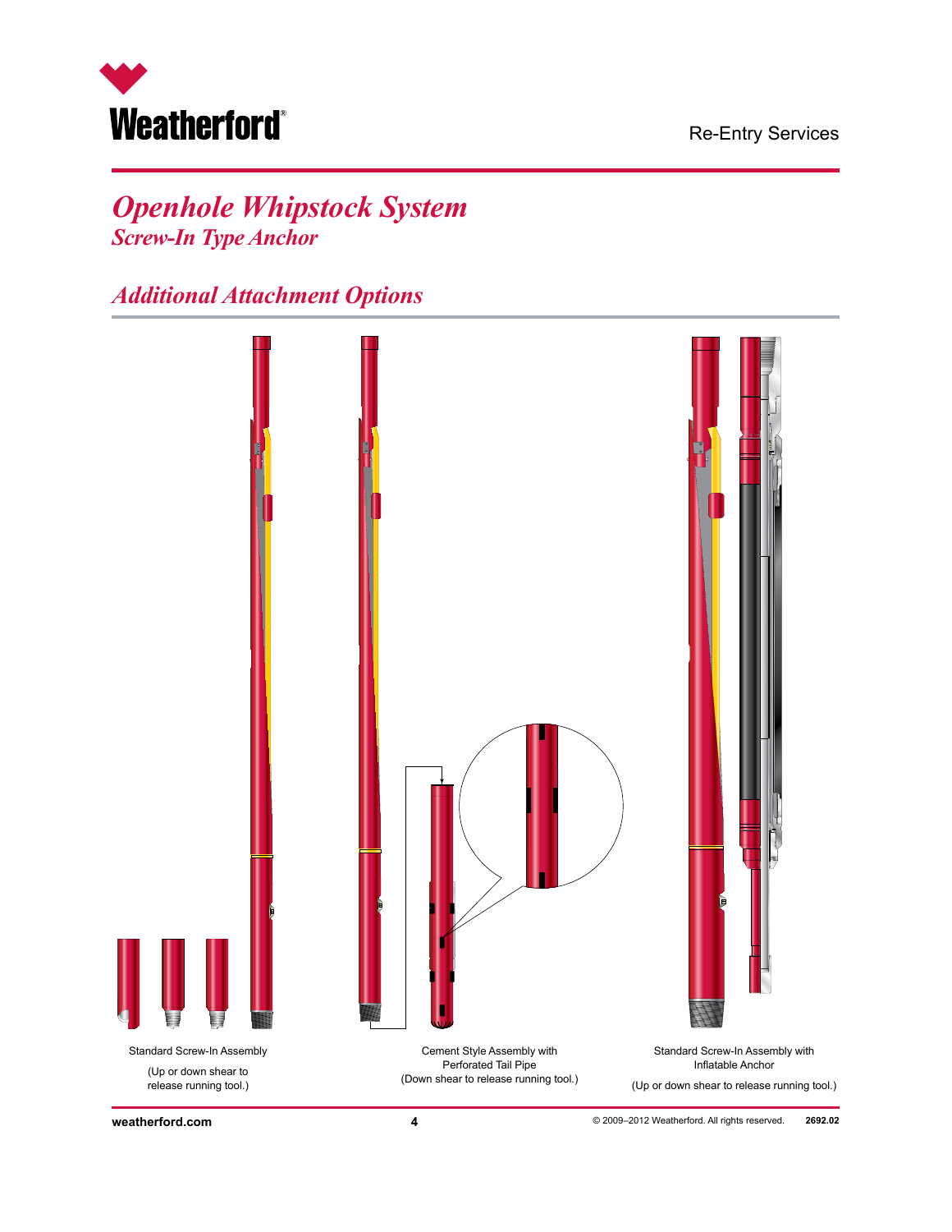# Openhole Whipstock System

## Screw-In Type Anchor

## Additional Attachment Options

Standard Screw-In Assembly

(Up or down shear to release running tool.)

Cement Style Assembly with Perforated Tail Pipe
(Down shear to release running tool.)

Standard Screw-In Assembly with Inflatable Anchor

(Up or down shear to release running tool.)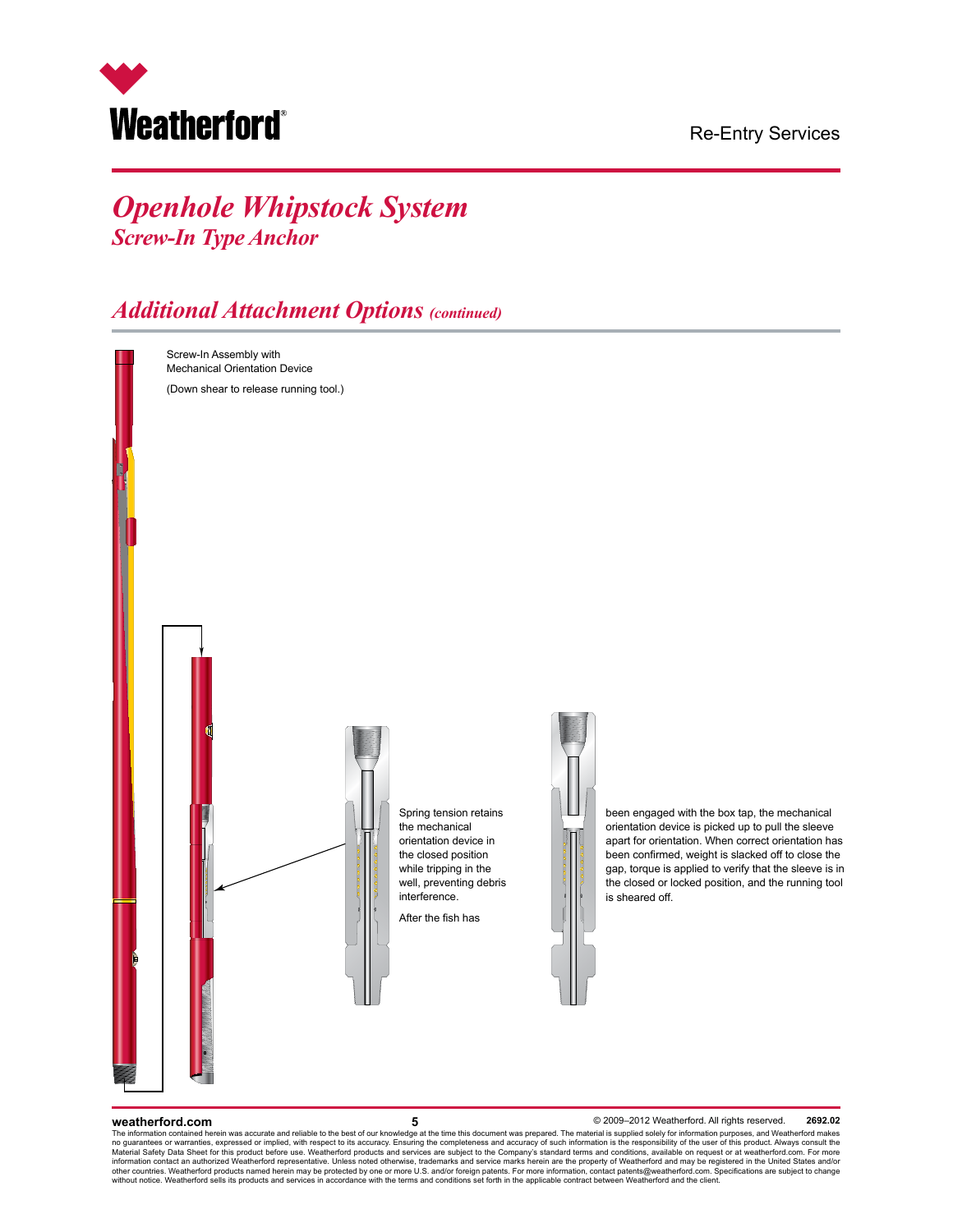# *Openhole Whipstock System*

## *Screw-In Type Anchor*

## *Additional Attachment Options (continued)*

Screw-In Assembly with Mechanical Orientation Device

(Down shear to release running tool.)

Spring tension retains the mechanical orientation device in the closed position while tripping in the well, preventing debris interference.

After the fish has been engaged with the box tap, the mechanical orientation device is picked up to pull the sleeve apart for orientation. When correct orientation has been confirmed, weight is slacked off to close the gap, torque is applied to verify that the sleeve is in the closed or locked position, and the running tool is sheared off.

weatherford.com

© 2009–2012 Weatherford. All rights reserved. 2692.02

The information contained herein was accurate and reliable to the best of our knowledge at the time this document was prepared. The material is supplied solely for information purposes, and Weatherford makes no guarantees or warranties, expressed or implied, with respect to its accuracy. Ensuring the completeness and accuracy of such information is the responsibility of the user of this product. Always consult the Material Safety Data Sheet for this product before use. Weatherford products and services are subject to the Company's standard terms and conditions, available on request or at weatherford.com. For more information contact an authorized Weatherford representative. Unless noted otherwise, trademarks and service marks herein are the property of Weatherford and may be registered in the United States and/or other countries. Weatherford products named herein may be protected by one or more U.S. and/or foreign patents. For more information, contact patents@weatherford.com. Specifications are subject to change without notice. Weatherford sells its products and services in accordance with the terms and conditions set forth in the applicable contract between Weatherford and the client.